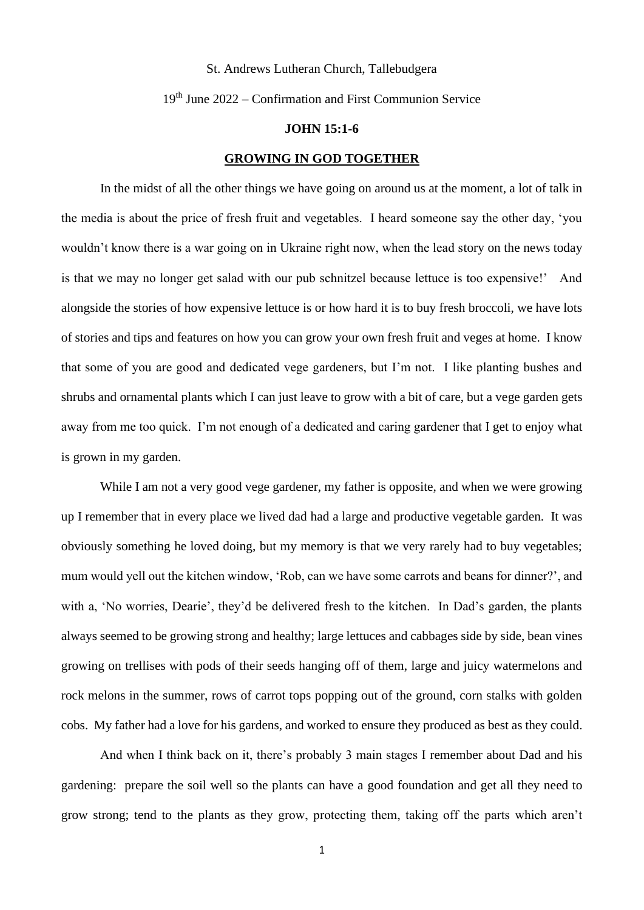St. Andrews Lutheran Church, Tallebudgera

19th June 2022 – Confirmation and First Communion Service

**JOHN 15:1-6**

**GROWING IN GOD TOGETHER**

In the midst of all the other things we have going on around us at the moment, a lot of talk in the media is about the price of fresh fruit and vegetables. I heard someone say the other day, 'you wouldn't know there is a war going on in Ukraine right now, when the lead story on the news today is that we may no longer get salad with our pub schnitzel because lettuce is too expensive!' And alongside the stories of how expensive lettuce is or how hard it is to buy fresh broccoli, we have lots of stories and tips and features on how you can grow your own fresh fruit and veges at home. I know that some of you are good and dedicated vege gardeners, but I'm not. I like planting bushes and shrubs and ornamental plants which I can just leave to grow with a bit of care, but a vege garden gets away from me too quick. I'm not enough of a dedicated and caring gardener that I get to enjoy what is grown in my garden.

While I am not a very good vege gardener, my father is opposite, and when we were growing up I remember that in every place we lived dad had a large and productive vegetable garden. It was obviously something he loved doing, but my memory is that we very rarely had to buy vegetables; mum would yell out the kitchen window, 'Rob, can we have some carrots and beans for dinner?', and with a, 'No worries, Dearie', they'd be delivered fresh to the kitchen. In Dad's garden, the plants always seemed to be growing strong and healthy; large lettuces and cabbages side by side, bean vines growing on trellises with pods of their seeds hanging off of them, large and juicy watermelons and rock melons in the summer, rows of carrot tops popping out of the ground, corn stalks with golden cobs. My father had a love for his gardens, and worked to ensure they produced as best as they could.

And when I think back on it, there's probably 3 main stages I remember about Dad and his gardening: prepare the soil well so the plants can have a good foundation and get all they need to grow strong; tend to the plants as they grow, protecting them, taking off the parts which aren't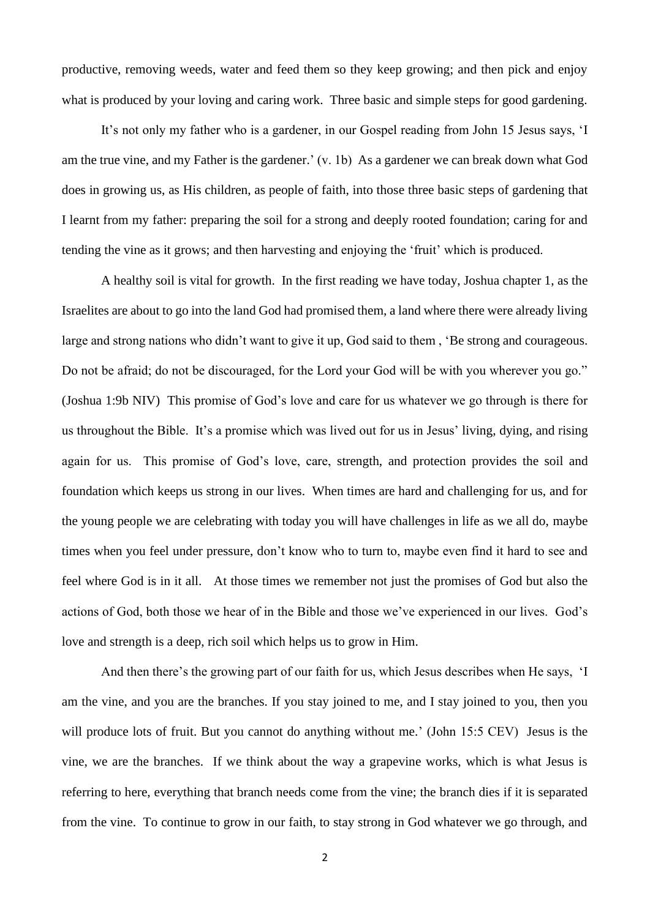productive, removing weeds, water and feed them so they keep growing; and then pick and enjoy what is produced by your loving and caring work. Three basic and simple steps for good gardening.

It's not only my father who is a gardener, in our Gospel reading from John 15 Jesus says, 'I am the true vine, and my Father is the gardener.' (v. 1b) As a gardener we can break down what God does in growing us, as His children, as people of faith, into those three basic steps of gardening that I learnt from my father: preparing the soil for a strong and deeply rooted foundation; caring for and tending the vine as it grows; and then harvesting and enjoying the 'fruit' which is produced.

A healthy soil is vital for growth. In the first reading we have today, Joshua chapter 1, as the Israelites are about to go into the land God had promised them, a land where there were already living large and strong nations who didn't want to give it up, God said to them , 'Be strong and courageous. Do not be afraid; do not be discouraged, for the Lord your God will be with you wherever you go." (Joshua 1:9b NIV) This promise of God's love and care for us whatever we go through is there for us throughout the Bible. It's a promise which was lived out for us in Jesus' living, dying, and rising again for us. This promise of God's love, care, strength, and protection provides the soil and foundation which keeps us strong in our lives. When times are hard and challenging for us, and for the young people we are celebrating with today you will have challenges in life as we all do, maybe times when you feel under pressure, don't know who to turn to, maybe even find it hard to see and feel where God is in it all. At those times we remember not just the promises of God but also the actions of God, both those we hear of in the Bible and those we've experienced in our lives. God's love and strength is a deep, rich soil which helps us to grow in Him.

And then there's the growing part of our faith for us, which Jesus describes when He says, 'I am the vine, and you are the branches. If you stay joined to me, and I stay joined to you, then you will produce lots of fruit. But you cannot do anything without me.' (John 15:5 CEV) Jesus is the vine, we are the branches. If we think about the way a grapevine works, which is what Jesus is referring to here, everything that branch needs come from the vine; the branch dies if it is separated from the vine. To continue to grow in our faith, to stay strong in God whatever we go through, and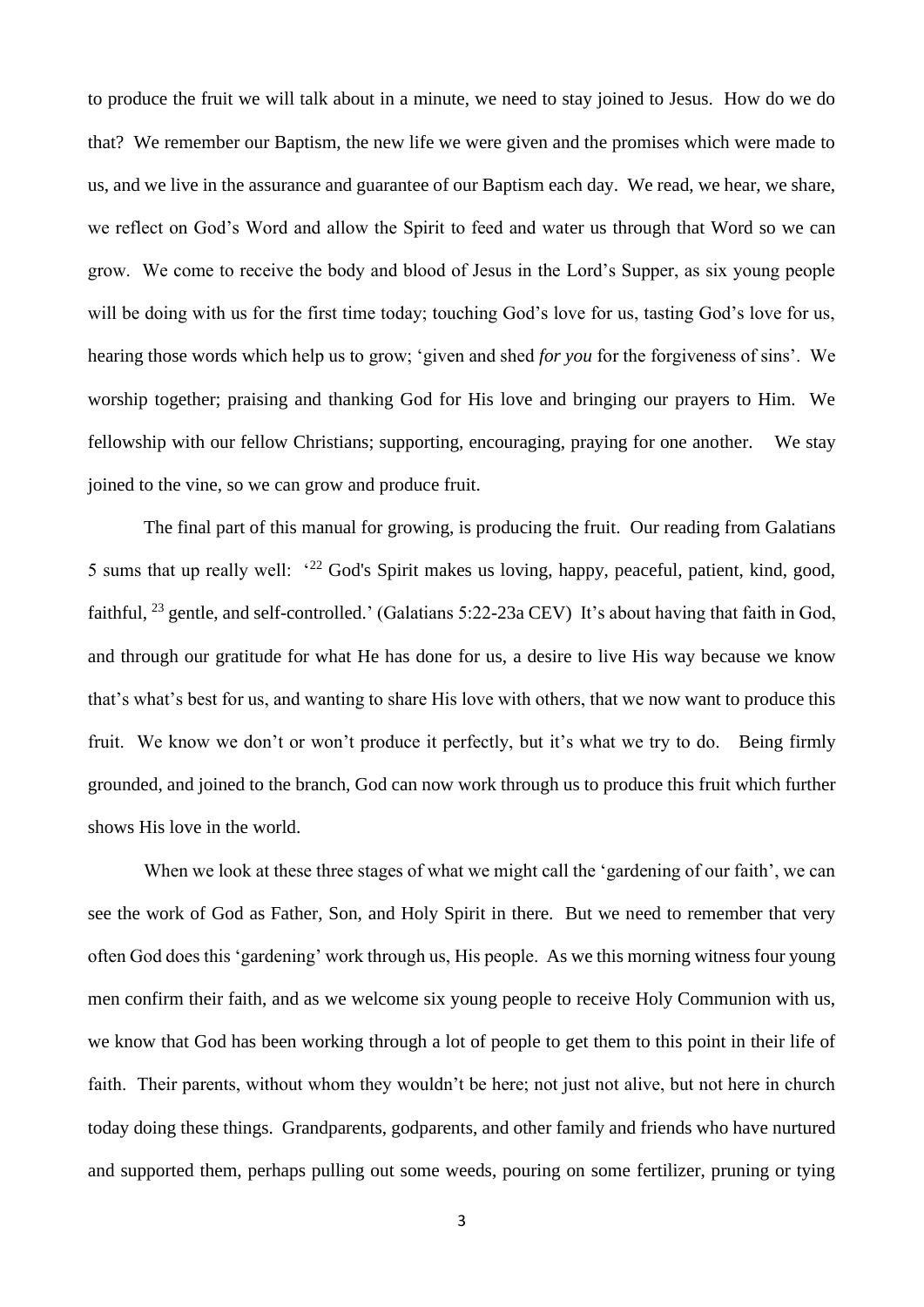to produce the fruit we will talk about in a minute, we need to stay joined to Jesus. How do we do that? We remember our Baptism, the new life we were given and the promises which were made to us, and we live in the assurance and guarantee of our Baptism each day. We read, we hear, we share, we reflect on God's Word and allow the Spirit to feed and water us through that Word so we can grow. We come to receive the body and blood of Jesus in the Lord's Supper, as six young people will be doing with us for the first time today; touching God's love for us, tasting God's love for us, hearing those words which help us to grow; 'given and shed *for you* for the forgiveness of sins'. We worship together; praising and thanking God for His love and bringing our prayers to Him. We fellowship with our fellow Christians; supporting, encouraging, praying for one another. We stay joined to the vine, so we can grow and produce fruit.

The final part of this manual for growing, is producing the fruit. Our reading from Galatians 5 sums that up really well: '[22] God's Spirit makes us loving, happy, peaceful, patient, kind, good, faithful, [23] gentle, and self-controlled.' (Galatians 5:22-23a CEV) It's about having that faith in God, and through our gratitude for what He has done for us, a desire to live His way because we know that's what's best for us, and wanting to share His love with others, that we now want to produce this fruit. We know we don't or won't produce it perfectly, but it's what we try to do. Being firmly grounded, and joined to the branch, God can now work through us to produce this fruit which further shows His love in the world.

When we look at these three stages of what we might call the 'gardening of our faith', we can see the work of God as Father, Son, and Holy Spirit in there. But we need to remember that very often God does this 'gardening' work through us, His people. As we this morning witness four young men confirm their faith, and as we welcome six young people to receive Holy Communion with us, we know that God has been working through a lot of people to get them to this point in their life of faith. Their parents, without whom they wouldn't be here; not just not alive, but not here in church today doing these things. Grandparents, godparents, and other family and friends who have nurtured and supported them, perhaps pulling out some weeds, pouring on some fertilizer, pruning or tying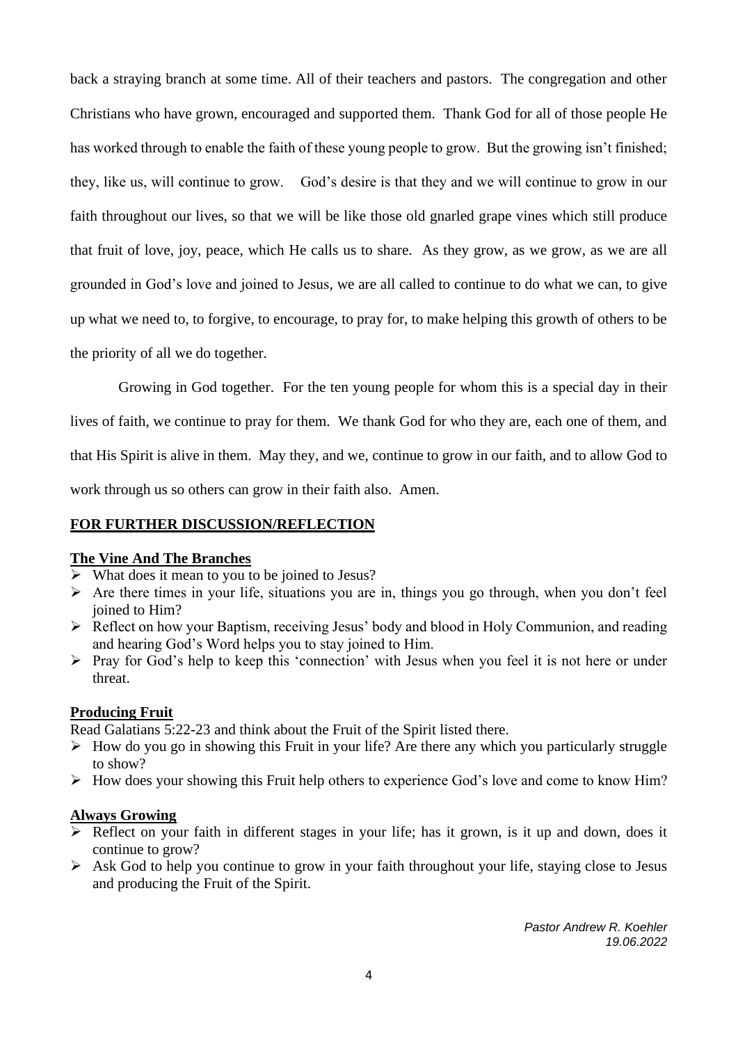back a straying branch at some time. All of their teachers and pastors. The congregation and other Christians who have grown, encouraged and supported them. Thank God for all of those people He has worked through to enable the faith of these young people to grow. But the growing isn't finished; they, like us, will continue to grow. God's desire is that they and we will continue to grow in our faith throughout our lives, so that we will be like those old gnarled grape vines which still produce that fruit of love, joy, peace, which He calls us to share. As they grow, as we grow, as we are all grounded in God's love and joined to Jesus, we are all called to continue to do what we can, to give up what we need to, to forgive, to encourage, to pray for, to make helping this growth of others to be the priority of all we do together.

Growing in God together. For the ten young people for whom this is a special day in their lives of faith, we continue to pray for them. We thank God for who they are, each one of them, and that His Spirit is alive in them. May they, and we, continue to grow in our faith, and to allow God to work through us so others can grow in their faith also. Amen.

## FOR FURTHER DISCUSSION/REFLECTION

### The Vine And The Branches

- What does it mean to you to be joined to Jesus?
- Are there times in your life, situations you are in, things you go through, when you don't feel joined to Him?
- Reflect on how your Baptism, receiving Jesus' body and blood in Holy Communion, and reading and hearing God's Word helps you to stay joined to Him.
- Pray for God's help to keep this 'connection' with Jesus when you feel it is not here or under threat.

### Producing Fruit

Read Galatians 5:22-23 and think about the Fruit of the Spirit listed there.

- How do you go in showing this Fruit in your life? Are there any which you particularly struggle to show?
- How does your showing this Fruit help others to experience God's love and come to know Him?

### Always Growing

- Reflect on your faith in different stages in your life; has it grown, is it up and down, does it continue to grow?
- Ask God to help you continue to grow in your faith throughout your life, staying close to Jesus and producing the Fruit of the Spirit.

*Pastor Andrew R. Koehler*
*19.06.2022*